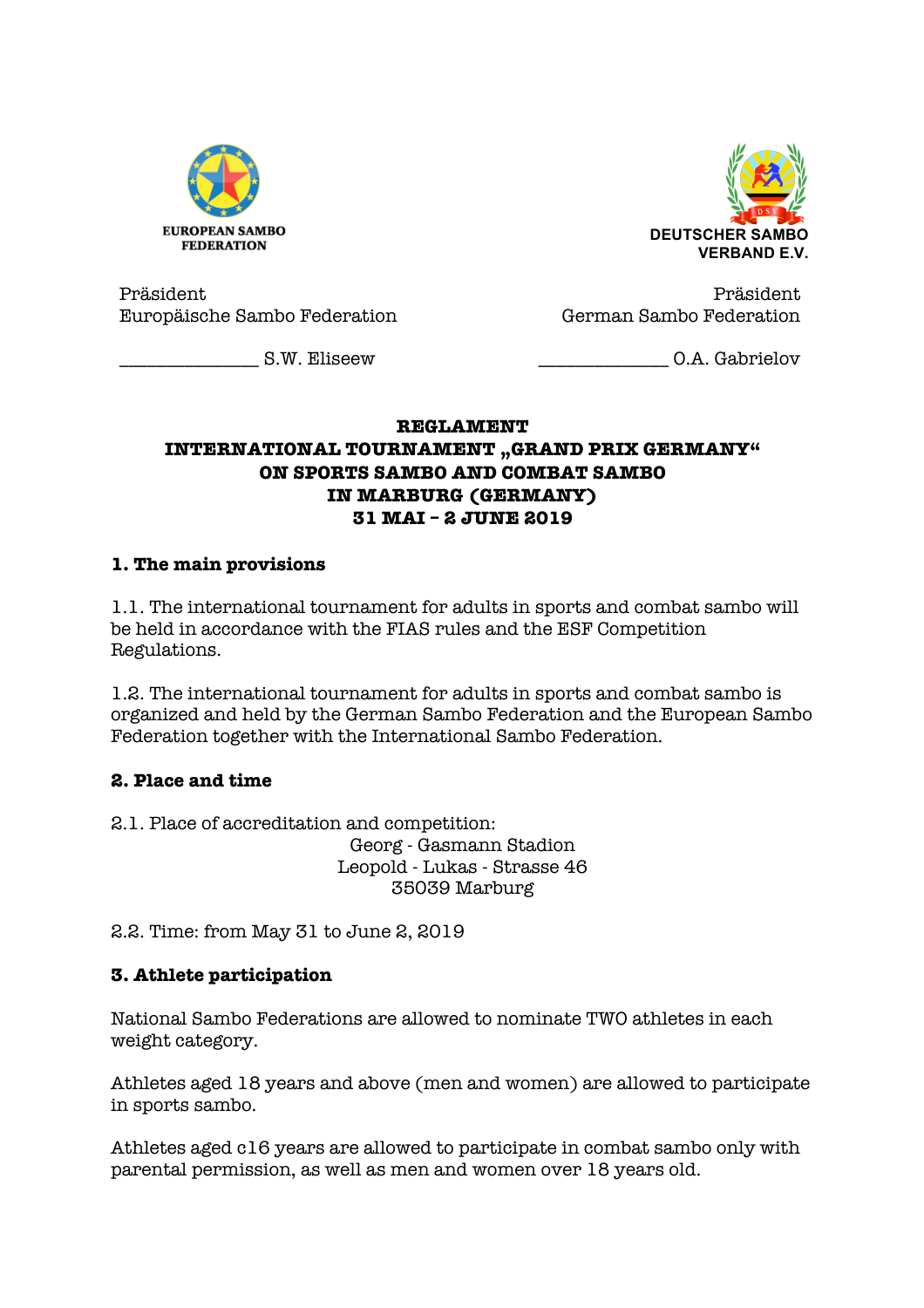EUROPEAN SAMBO FEDERATION

DEUTSCHER SAMBO VERBAND E.V.

Präsident
Europäische Sambo Federation

_______________ S.W. Eliseew

Präsident
German Sambo Federation

______________ O.A. Gabrielov

**REGLAMENT**
**INTERNATIONAL TOURNAMENT „GRAND PRIX GERMANY"**
**ON SPORTS SAMBO AND COMBAT SAMBO**
**IN MARBURG (GERMANY)**
**31 MAI – 2 JUNE 2019**

## 1. The main provisions

1.1. The international tournament for adults in sports and combat sambo will be held in accordance with the FIAS rules and the ESF Competition Regulations.

1.2. The international tournament for adults in sports and combat sambo is organized and held by the German Sambo Federation and the European Sambo Federation together with the International Sambo Federation.

## 2. Place and time

2.1. Place of accreditation and competition:

Georg - Gasmann Stadion
Leopold - Lukas - Strasse 46
35039 Marburg

2.2. Time: from May 31 to June 2, 2019

## 3. Athlete participation

National Sambo Federations are allowed to nominate TWO athletes in each weight category.

Athletes aged 18 years and above (men and women) are allowed to participate in sports sambo.

Athletes aged c16 years are allowed to participate in combat sambo only with parental permission, as well as men and women over 18 years old.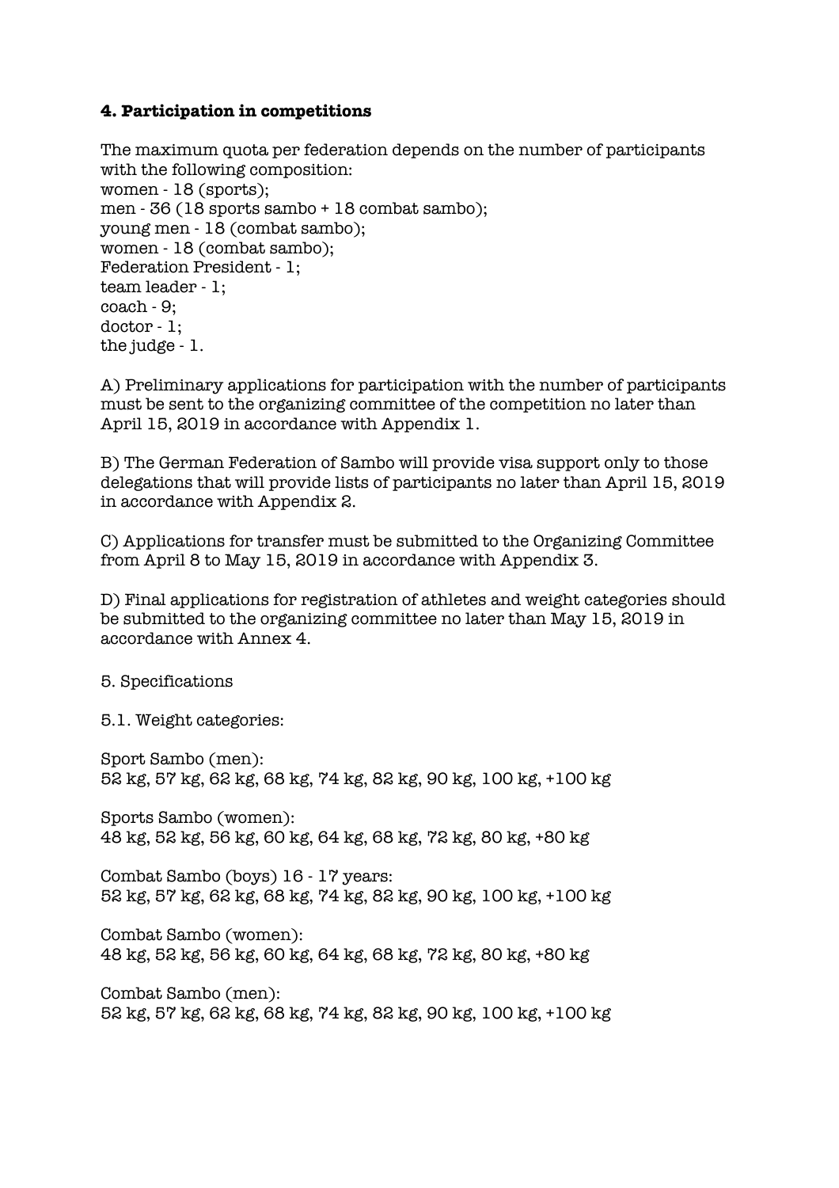## 4. Participation in competitions

The maximum quota per federation depends on the number of participants with the following composition:
women - 18 (sports);
men - 36 (18 sports sambo + 18 combat sambo);
young men - 18 (combat sambo);
women - 18 (combat sambo);
Federation President - 1;
team leader - 1;
coach - 9;
doctor - 1;
the judge - 1.

A) Preliminary applications for participation with the number of participants must be sent to the organizing committee of the competition no later than April 15, 2019 in accordance with Appendix 1.

B) The German Federation of Sambo will provide visa support only to those delegations that will provide lists of participants no later than April 15, 2019 in accordance with Appendix 2.

C) Applications for transfer must be submitted to the Organizing Committee from April 8 to May 15, 2019 in accordance with Appendix 3.

D) Final applications for registration of athletes and weight categories should be submitted to the organizing committee no later than May 15, 2019 in accordance with Annex 4.

5. Specifications

5.1. Weight categories:

Sport Sambo (men):
52 kg, 57 kg, 62 kg, 68 kg, 74 kg, 82 kg, 90 kg, 100 kg, +100 kg

Sports Sambo (women):
48 kg, 52 kg, 56 kg, 60 kg, 64 kg, 68 kg, 72 kg, 80 kg, +80 kg

Combat Sambo (boys) 16 - 17 years:
52 kg, 57 kg, 62 kg, 68 kg, 74 kg, 82 kg, 90 kg, 100 kg, +100 kg

Combat Sambo (women):
48 kg, 52 kg, 56 kg, 60 kg, 64 kg, 68 kg, 72 kg, 80 kg, +80 kg

Combat Sambo (men):
52 kg, 57 kg, 62 kg, 68 kg, 74 kg, 82 kg, 90 kg, 100 kg, +100 kg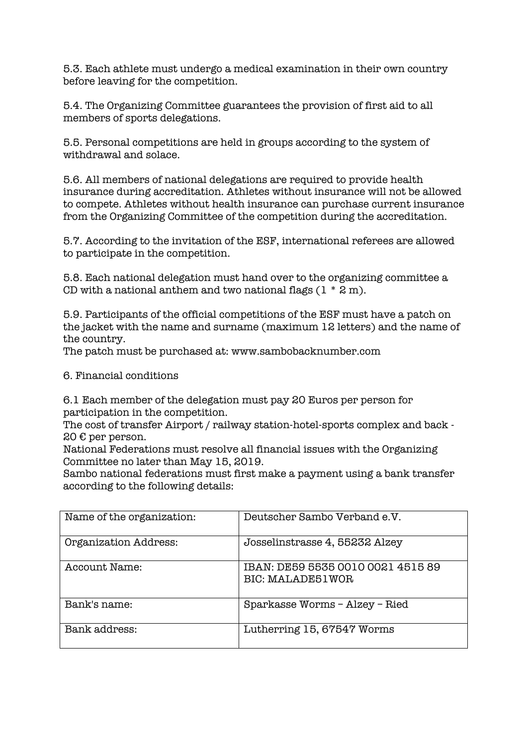5.3. Each athlete must undergo a medical examination in their own country before leaving for the competition.

5.4. The Organizing Committee guarantees the provision of first aid to all members of sports delegations.

5.5. Personal competitions are held in groups according to the system of withdrawal and solace.

5.6. All members of national delegations are required to provide health insurance during accreditation. Athletes without insurance will not be allowed to compete. Athletes without health insurance can purchase current insurance from the Organizing Committee of the competition during the accreditation.

5.7. According to the invitation of the ESF, international referees are allowed to participate in the competition.

5.8. Each national delegation must hand over to the organizing committee a CD with a national anthem and two national flags (1 * 2 m).

5.9. Participants of the official competitions of the ESF must have a patch on the jacket with the name and surname (maximum 12 letters) and the name of the country.
The patch must be purchased at: www.sambobacknumber.com

## 6. Financial conditions

6.1 Each member of the delegation must pay 20 Euros per person for participation in the competition.
The cost of transfer Airport / railway station-hotel-sports complex and back - 20 € per person.
National Federations must resolve all financial issues with the Organizing Committee no later than May 15, 2019.
Sambo national federations must first make a payment using a bank transfer according to the following details:

| Name of the organization: | Deutscher Sambo Verband e.V. |
|---|---|
| Organization Address: | Josselinstrasse 4, 55232 Alzey |
| Account Name: | IBAN: DE59 5535 0010 0021 4515 89<br>BIC: MALADE51WOR |
| Bank's name: | Sparkasse Worms – Alzey – Ried |
| Bank address: | Lutherring 15, 67547 Worms |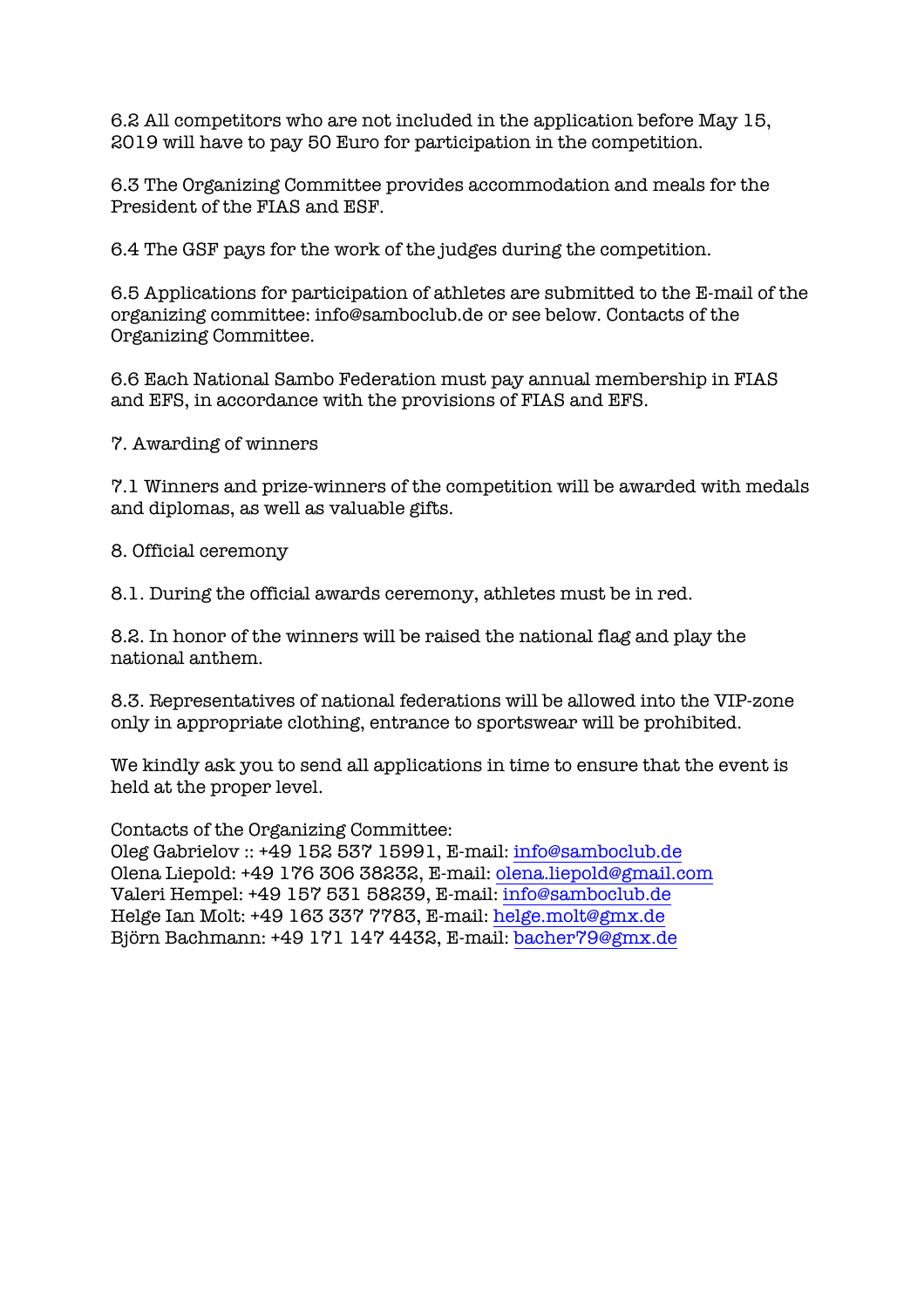6.2 All competitors who are not included in the application before May 15, 2019 will have to pay 50 Euro for participation in the competition.

6.3 The Organizing Committee provides accommodation and meals for the President of the FIAS and ESF.

6.4 The GSF pays for the work of the judges during the competition.

6.5 Applications for participation of athletes are submitted to the E-mail of the organizing committee: info@samboclub.de or see below. Contacts of the Organizing Committee.

6.6 Each National Sambo Federation must pay annual membership in FIAS and EFS, in accordance with the provisions of FIAS and EFS.

## 7. Awarding of winners

7.1 Winners and prize-winners of the competition will be awarded with medals and diplomas, as well as valuable gifts.

## 8. Official ceremony

8.1. During the official awards ceremony, athletes must be in red.

8.2. In honor of the winners will be raised the national flag and play the national anthem.

8.3. Representatives of national federations will be allowed into the VIP-zone only in appropriate clothing, entrance to sportswear will be prohibited.

We kindly ask you to send all applications in time to ensure that the event is held at the proper level.

Contacts of the Organizing Committee:
Oleg Gabrielov :: +49 152 537 15991, E-mail: info@samboclub.de
Olena Liepold: +49 176 306 38232, E-mail: olena.liepold@gmail.com
Valeri Hempel: +49 157 531 58239, E-mail: info@samboclub.de
Helge Ian Molt: +49 163 337 7783, E-mail: helge.molt@gmx.de
Björn Bachmann: +49 171 147 4432, E-mail: bacher79@gmx.de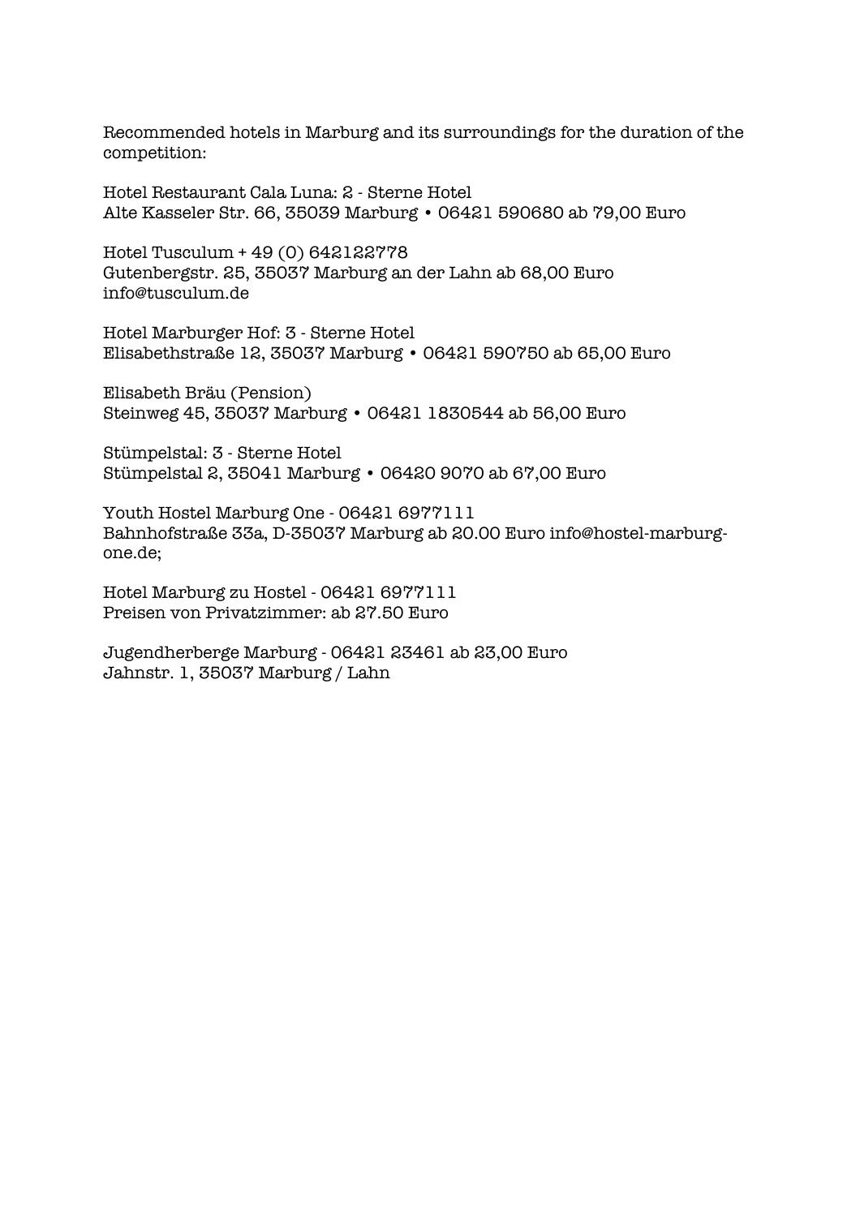Recommended hotels in Marburg and its surroundings for the duration of the competition:

Hotel Restaurant Cala Luna: 2 - Sterne Hotel
Alte Kasseler Str. 66, 35039 Marburg • 06421 590680 ab 79,00 Euro

Hotel Tusculum + 49 (0) 642122778
Gutenbergstr. 25, 35037 Marburg an der Lahn ab 68,00 Euro
info@tusculum.de

Hotel Marburger Hof: 3 - Sterne Hotel
Elisabethstraße 12, 35037 Marburg • 06421 590750 ab 65,00 Euro

Elisabeth Bräu (Pension)
Steinweg 45, 35037 Marburg • 06421 1830544 ab 56,00 Euro

Stümpelstal: 3 - Sterne Hotel
Stümpelstal 2, 35041 Marburg • 06420 9070 ab 67,00 Euro

Youth Hostel Marburg One - 06421 6977111
Bahnhofstraße 33a, D-35037 Marburg ab 20.00 Euro info@hostel-marburg-one.de;

Hotel Marburg zu Hostel - 06421 6977111
Preisen von Privatzimmer: ab 27.50 Euro

Jugendherberge Marburg - 06421 23461 ab 23,00 Euro
Jahnstr. 1, 35037 Marburg / Lahn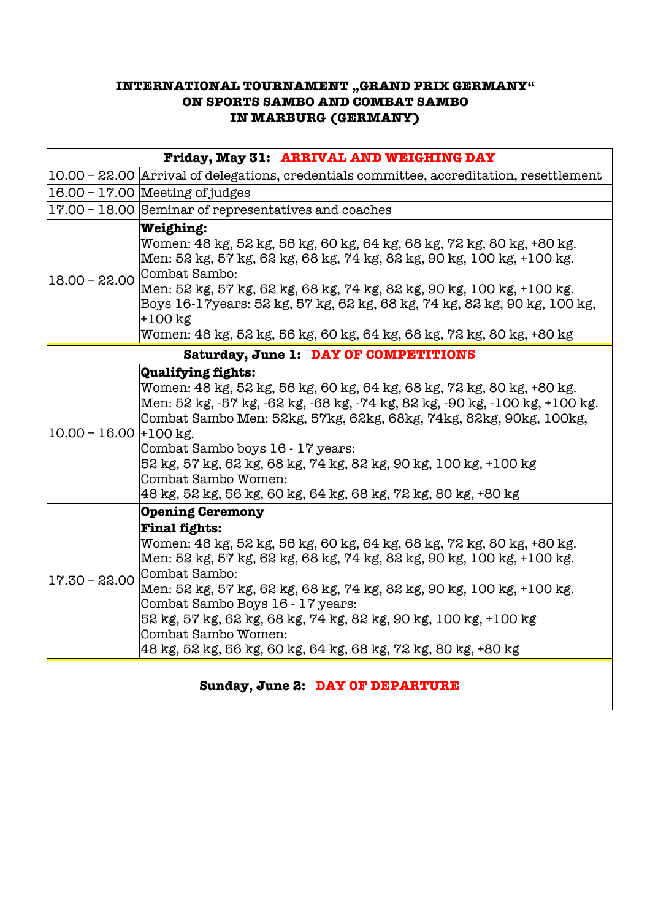**INTERNATIONAL TOURNAMENT „GRAND PRIX GERMANY“**
**ON SPORTS SAMBO AND COMBAT SAMBO**
**IN MARBURG (GERMANY)**

| | |
|---|---|
| **Friday, May 31: ARRIVAL AND WEIGHING DAY** | |
| 10.00 – 22.00 | Arrival of delegations, credentials committee, accreditation, resettlement |
| 16.00 – 17.00 | Meeting of judges |
| 17.00 – 18.00 | Seminar of representatives and coaches |
| 18.00 – 22.00 | **Weighing:**<br>Women: 48 kg, 52 kg, 56 kg, 60 kg, 64 kg, 68 kg, 72 kg, 80 kg, +80 kg.<br>Men: 52 kg, 57 kg, 62 kg, 68 kg, 74 kg, 82 kg, 90 kg, 100 kg, +100 kg.<br>Combat Sambo:<br>Men: 52 kg, 57 kg, 62 kg, 68 kg, 74 kg, 82 kg, 90 kg, 100 kg, +100 kg.<br>Boys 16-17years: 52 kg, 57 kg, 62 kg, 68 kg, 74 kg, 82 kg, 90 kg, 100 kg, +100 kg<br>Women: 48 kg, 52 kg, 56 kg, 60 kg, 64 kg, 68 kg, 72 kg, 80 kg, +80 kg |
| **Saturday, June 1: DAY OF COMPETITIONS** | |
| 10.00 – 16.00 | **Qualifying fights:**<br>Women: 48 kg, 52 kg, 56 kg, 60 kg, 64 kg, 68 kg, 72 kg, 80 kg, +80 kg.<br>Men: 52 kg, -57 kg, -62 kg, -68 kg, -74 kg, 82 kg, -90 kg, -100 kg, +100 kg.<br>Combat Sambo Men: 52kg, 57kg, 62kg, 68kg, 74kg, 82kg, 90kg, 100kg, +100 kg.<br>Combat Sambo boys 16 - 17 years:<br>52 kg, 57 kg, 62 kg, 68 kg, 74 kg, 82 kg, 90 kg, 100 kg, +100 kg<br>Combat Sambo Women:<br>48 kg, 52 kg, 56 kg, 60 kg, 64 kg, 68 kg, 72 kg, 80 kg, +80 kg |
| 17.30 – 22.00 | **Opening Ceremony**<br>**Final fights:**<br>Women: 48 kg, 52 kg, 56 kg, 60 kg, 64 kg, 68 kg, 72 kg, 80 kg, +80 kg.<br>Men: 52 kg, 57 kg, 62 kg, 68 kg, 74 kg, 82 kg, 90 kg, 100 kg, +100 kg.<br>Combat Sambo:<br>Men: 52 kg, 57 kg, 62 kg, 68 kg, 74 kg, 82 kg, 90 kg, 100 kg, +100 kg.<br>Combat Sambo Boys 16 - 17 years:<br>52 kg, 57 kg, 62 kg, 68 kg, 74 kg, 82 kg, 90 kg, 100 kg, +100 kg<br>Combat Sambo Women:<br>48 kg, 52 kg, 56 kg, 60 kg, 64 kg, 68 kg, 72 kg, 80 kg, +80 kg |
| **Sunday, June 2: DAY OF DEPARTURE** | |